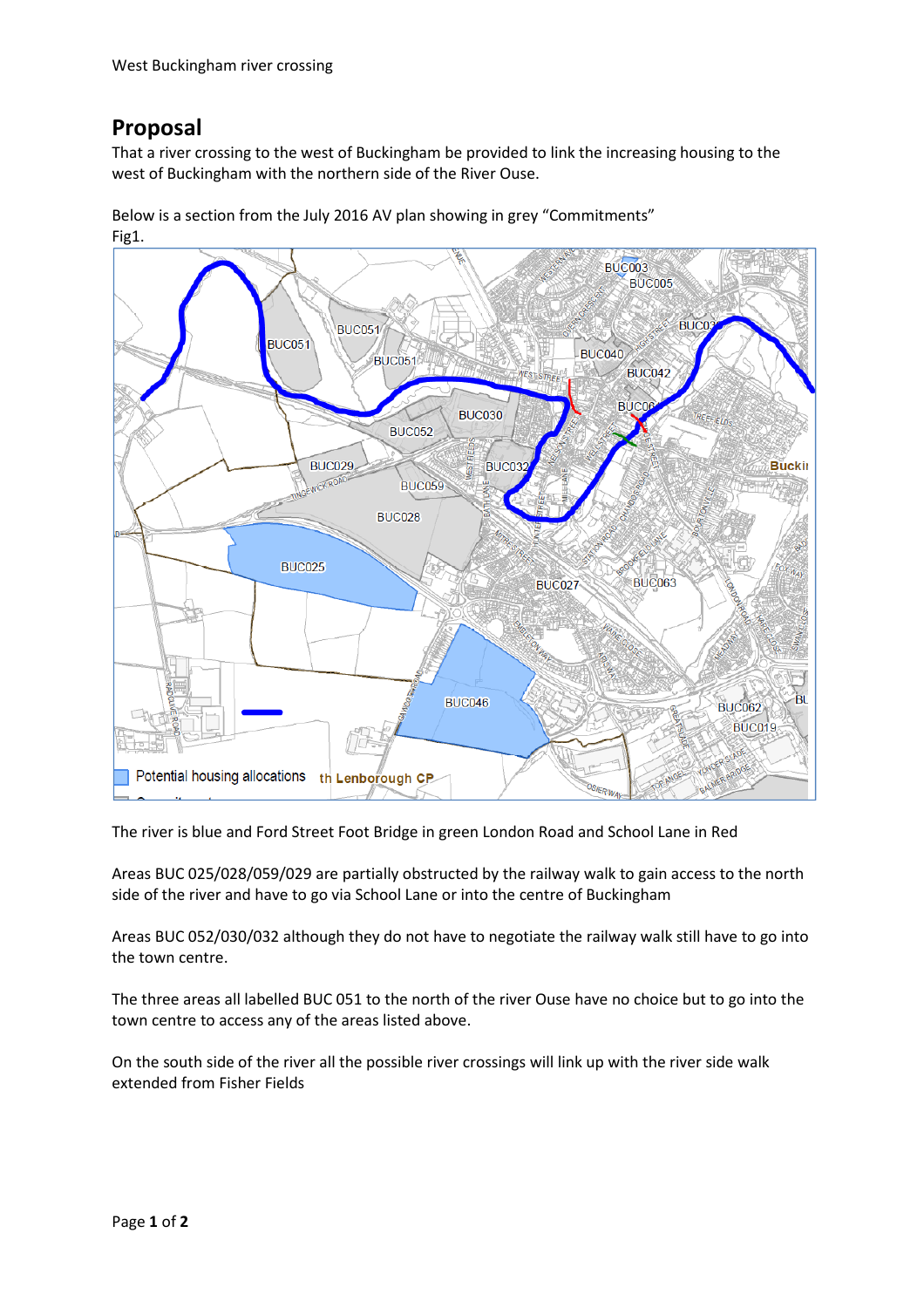West Buckingham river crossing

## Proposal

That a river crossing to the west of Buckingham be provided to link the increasing housing to the west of Buckingham with the northern side of the River Ouse.

Below is a section from the July 2016 AV plan showing in grey "Commitments"
Fig1.

The river is blue and Ford Street Foot Bridge in green London Road and School Lane in Red

Areas BUC 025/028/059/029 are partially obstructed by the railway walk to gain access to the north side of the river and have to go via School Lane or into the centre of Buckingham

Areas BUC 052/030/032 although they do not have to negotiate the railway walk still have to go into the town centre.

The three areas all labelled BUC 051 to the north of the river Ouse have no choice but to go into the town centre to access any of the areas listed above.

On the south side of the river all the possible river crossings will link up with the river side walk extended from Fisher Fields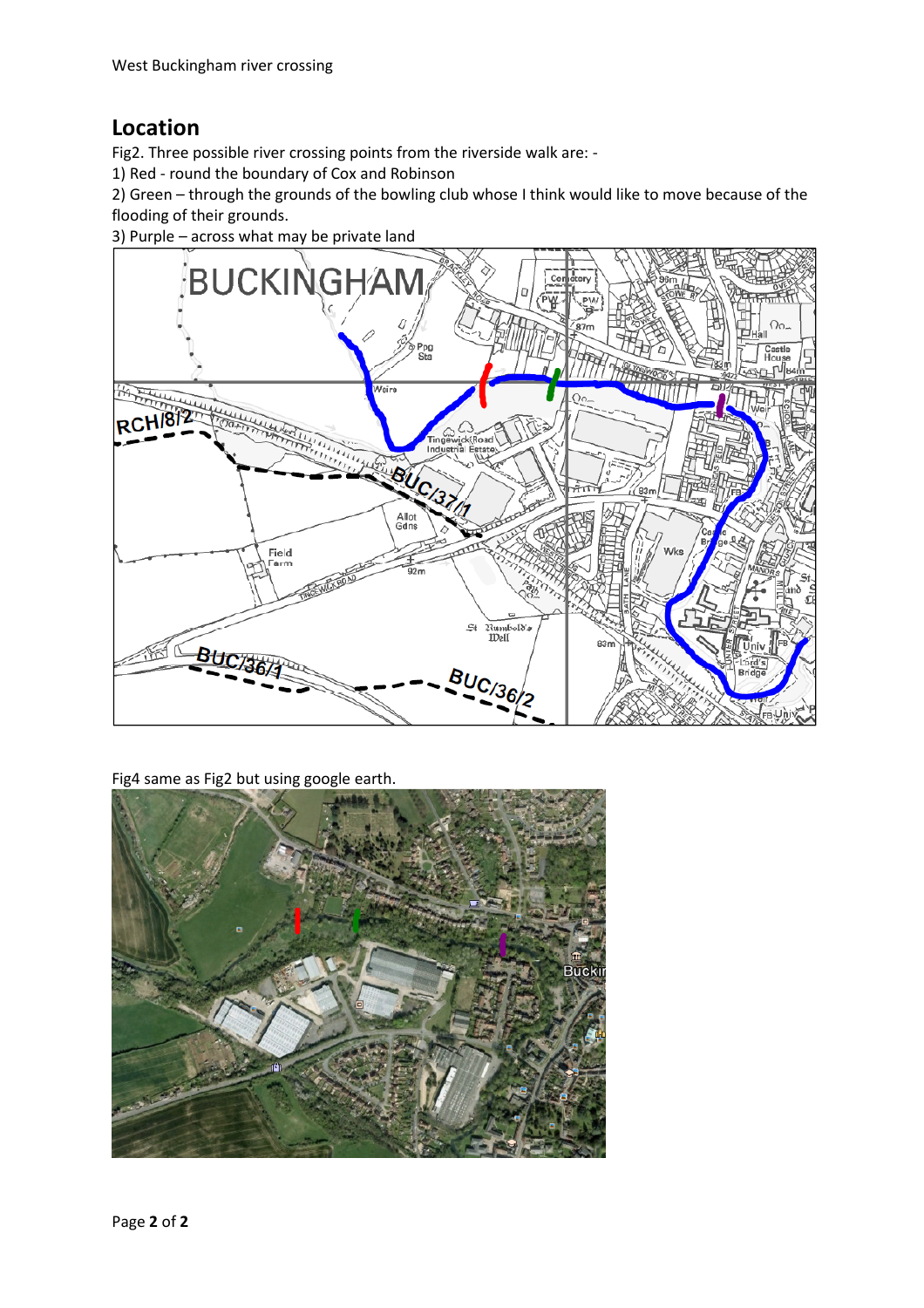## Location

Fig2. Three possible river crossing points from the riverside walk are: -

1) Red - round the boundary of Cox and Robinson
2) Green – through the grounds of the bowling club whose I think would like to move because of the flooding of their grounds.
3) Purple – across what may be private land

Fig4 same as Fig2 but using google earth.